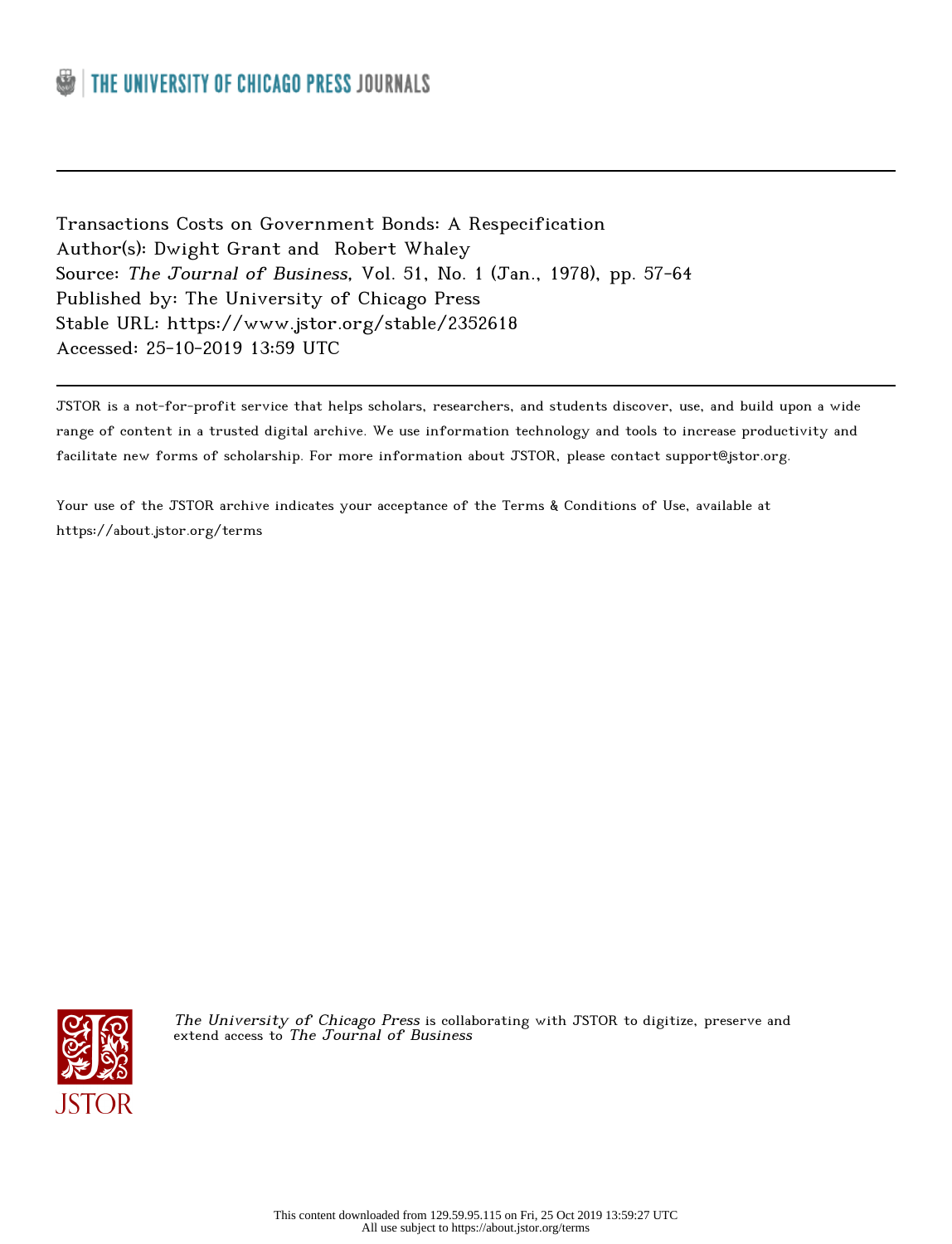Transactions Costs on Government Bonds: A Respecification
Author(s): Dwight Grant and Robert Whaley
Source: *The Journal of Business*, Vol. 51, No. 1 (Jan., 1978), pp. 57-64
Published by: The University of Chicago Press
Stable URL: https://www.jstor.org/stable/2352618
Accessed: 25-10-2019 13:59 UTC

JSTOR is a not-for-profit service that helps scholars, researchers, and students discover, use, and build upon a wide range of content in a trusted digital archive. We use information technology and tools to increase productivity and facilitate new forms of scholarship. For more information about JSTOR, please contact support@jstor.org.

Your use of the JSTOR archive indicates your acceptance of the Terms & Conditions of Use, available at https://about.jstor.org/terms

*The University of Chicago Press* is collaborating with JSTOR to digitize, preserve and extend access to *The Journal of Business*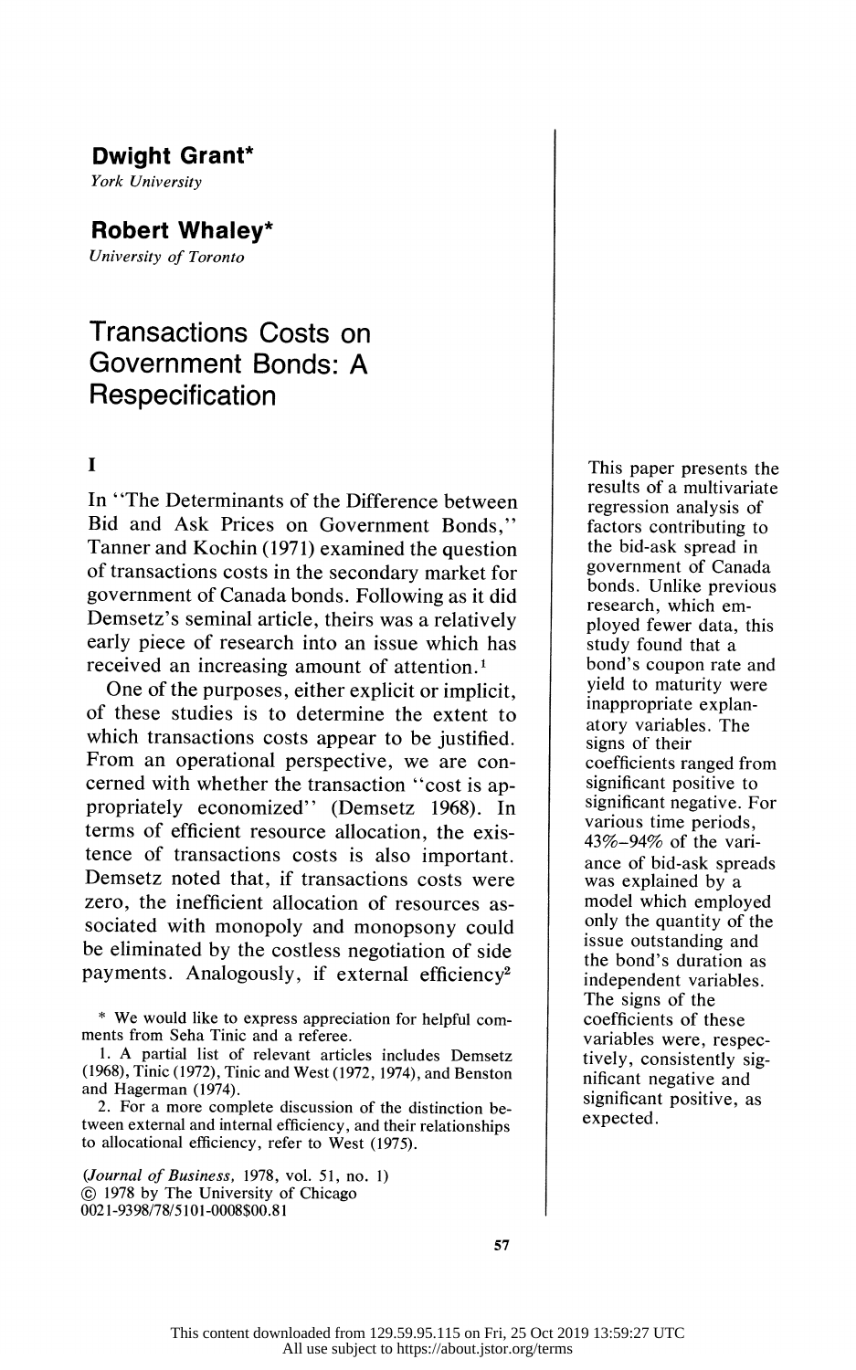**Dwight Grant***
*York University*

**Robert Whaley***
*University of Toronto*

# Transactions Costs on Government Bonds: A Respecification

This paper presents the results of a multivariate regression analysis of factors contributing to the bid-ask spread in government of Canada bonds. Unlike previous research, which employed fewer data, this study found that a bond's coupon rate and yield to maturity were inappropriate explanatory variables. The signs of their coefficients ranged from significant positive to significant negative. For various time periods, 43%–94% of the variance of bid-ask spreads was explained by a model which employed only the quantity of the issue outstanding and the bond's duration as independent variables. The signs of the coefficients of these variables were, respectively, consistently significant negative and significant positive, as expected.

## I

In "The Determinants of the Difference between Bid and Ask Prices on Government Bonds," Tanner and Kochin (1971) examined the question of transactions costs in the secondary market for government of Canada bonds. Following as it did Demsetz's seminal article, theirs was a relatively early piece of research into an issue which has received an increasing amount of attention.[1]

One of the purposes, either explicit or implicit, of these studies is to determine the extent to which transactions costs appear to be justified. From an operational perspective, we are concerned with whether the transaction "cost is appropriately economized" (Demsetz 1968). In terms of efficient resource allocation, the existence of transactions costs is also important. Demsetz noted that, if transactions costs were zero, the inefficient allocation of resources associated with monopoly and monopsony could be eliminated by the costless negotiation of side payments. Analogously, if external efficiency[2]

\* We would like to express appreciation for helpful comments from Seha Tinic and a referee.

1. A partial list of relevant articles includes Demsetz (1968), Tinic (1972), Tinic and West (1972, 1974), and Benston and Hagerman (1974).

2. For a more complete discussion of the distinction between external and internal efficiency, and their relationships to allocational efficiency, refer to West (1975).

(*Journal of Business*, 1978, vol. 51, no. 1)
© 1978 by The University of Chicago
0021-9398/78/5101-0008$00.81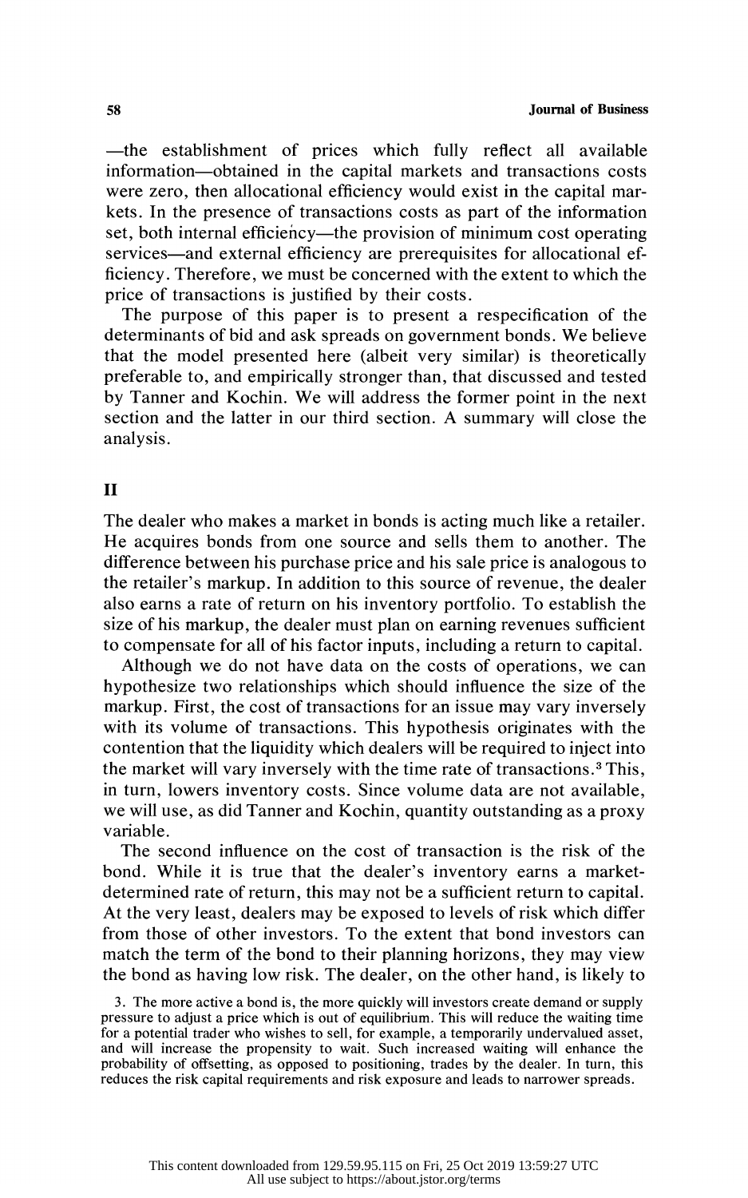—the establishment of prices which fully reflect all available information—obtained in the capital markets and transactions costs were zero, then allocational efficiency would exist in the capital markets. In the presence of transactions costs as part of the information set, both internal efficiency—the provision of minimum cost operating services—and external efficiency are prerequisites for allocational efficiency. Therefore, we must be concerned with the extent to which the price of transactions is justified by their costs.

The purpose of this paper is to present a respecification of the determinants of bid and ask spreads on government bonds. We believe that the model presented here (albeit very similar) is theoretically preferable to, and empirically stronger than, that discussed and tested by Tanner and Kochin. We will address the former point in the next section and the latter in our third section. A summary will close the analysis.

## II

The dealer who makes a market in bonds is acting much like a retailer. He acquires bonds from one source and sells them to another. The difference between his purchase price and his sale price is analogous to the retailer's markup. In addition to this source of revenue, the dealer also earns a rate of return on his inventory portfolio. To establish the size of his markup, the dealer must plan on earning revenues sufficient to compensate for all of his factor inputs, including a return to capital.

Although we do not have data on the costs of operations, we can hypothesize two relationships which should influence the size of the markup. First, the cost of transactions for an issue may vary inversely with its volume of transactions. This hypothesis originates with the contention that the liquidity which dealers will be required to inject into the market will vary inversely with the time rate of transactions.[3] This, in turn, lowers inventory costs. Since volume data are not available, we will use, as did Tanner and Kochin, quantity outstanding as a proxy variable.

The second influence on the cost of transaction is the risk of the bond. While it is true that the dealer's inventory earns a market-determined rate of return, this may not be a sufficient return to capital. At the very least, dealers may be exposed to levels of risk which differ from those of other investors. To the extent that bond investors can match the term of the bond to their planning horizons, they may view the bond as having low risk. The dealer, on the other hand, is likely to

3. The more active a bond is, the more quickly will investors create demand or supply pressure to adjust a price which is out of equilibrium. This will reduce the waiting time for a potential trader who wishes to sell, for example, a temporarily undervalued asset, and will increase the propensity to wait. Such increased waiting will enhance the probability of offsetting, as opposed to positioning, trades by the dealer. In turn, this reduces the risk capital requirements and risk exposure and leads to narrower spreads.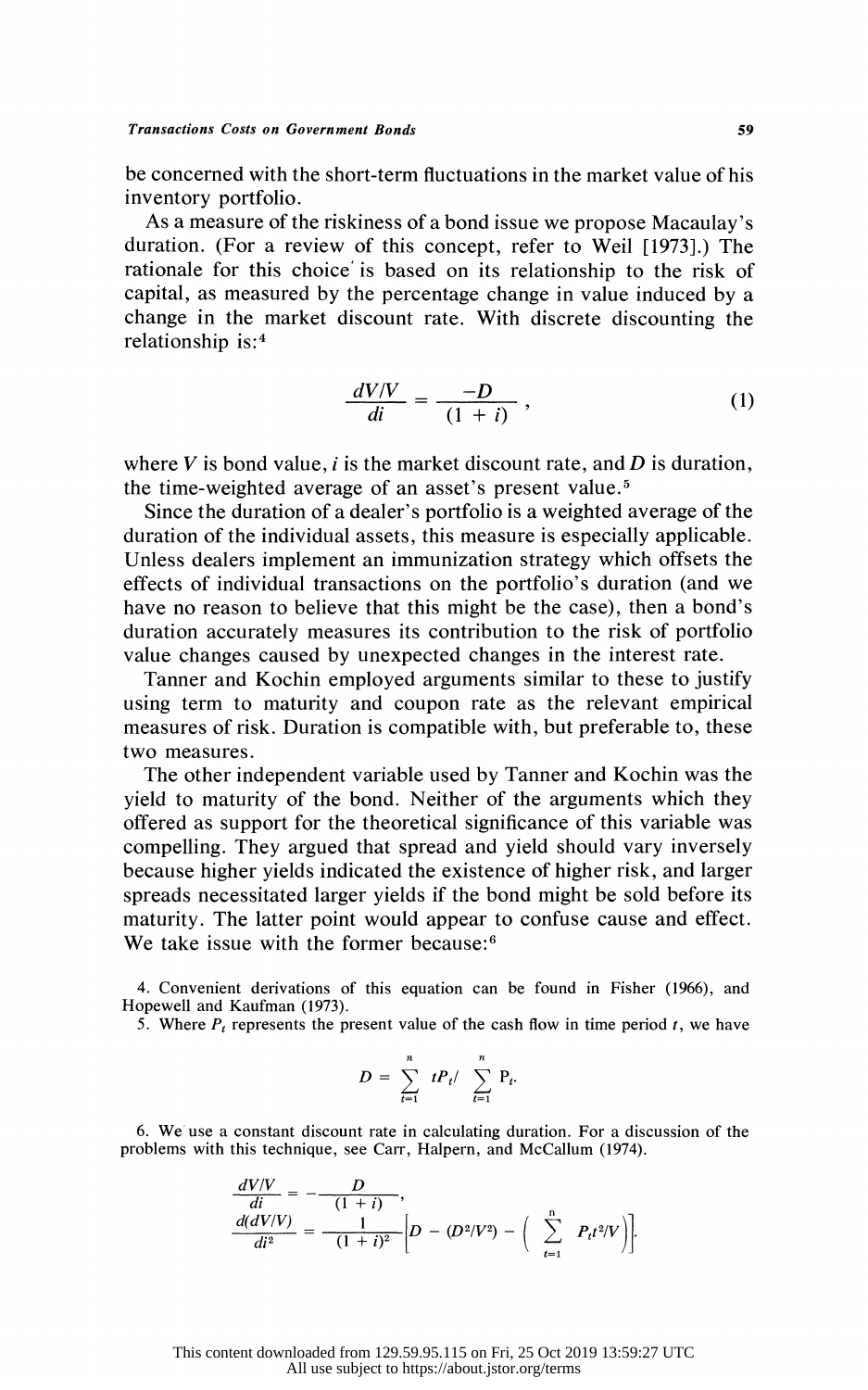be concerned with the short-term fluctuations in the market value of his inventory portfolio.

As a measure of the riskiness of a bond issue we propose Macaulay's duration. (For a review of this concept, refer to Weil [1973].) The rationale for this choice is based on its relationship to the risk of capital, as measured by the percentage change in value induced by a change in the market discount rate. With discrete discounting the relationship is:[4]

$$\frac{dV/V}{di} = \frac{-D}{(1 + i)}, \tag{1}$$

where $V$ is bond value, $i$ is the market discount rate, and $D$ is duration, the time-weighted average of an asset's present value.[5]

Since the duration of a dealer's portfolio is a weighted average of the duration of the individual assets, this measure is especially applicable. Unless dealers implement an immunization strategy which offsets the effects of individual transactions on the portfolio's duration (and we have no reason to believe that this might be the case), then a bond's duration accurately measures its contribution to the risk of portfolio value changes caused by unexpected changes in the interest rate.

Tanner and Kochin employed arguments similar to these to justify using term to maturity and coupon rate as the relevant empirical measures of risk. Duration is compatible with, but preferable to, these two measures.

The other independent variable used by Tanner and Kochin was the yield to maturity of the bond. Neither of the arguments which they offered as support for the theoretical significance of this variable was compelling. They argued that spread and yield should vary inversely because higher yields indicated the existence of higher risk, and larger spreads necessitated larger yields if the bond might be sold before its maturity. The latter point would appear to confuse cause and effect. We take issue with the former because:[6]

4. Convenient derivations of this equation can be found in Fisher (1966), and Hopewell and Kaufman (1973).

5. Where $P_t$ represents the present value of the cash flow in time period $t$, we have

$$D = \sum_{t=1}^{n} tP_t / \sum_{t=1}^{n} P_t.$$

6. We use a constant discount rate in calculating duration. For a discussion of the problems with this technique, see Carr, Halpern, and McCallum (1974).

$$\frac{dV/V}{di} = -\frac{D}{(1 + i)},$$

$$\frac{d(dV/V)}{di^2} = \frac{1}{(1 + i)^2}\left[D - (D^2/V^2) - \left(\sum_{t=1}^{n} P_t t^2/V\right)\right].$$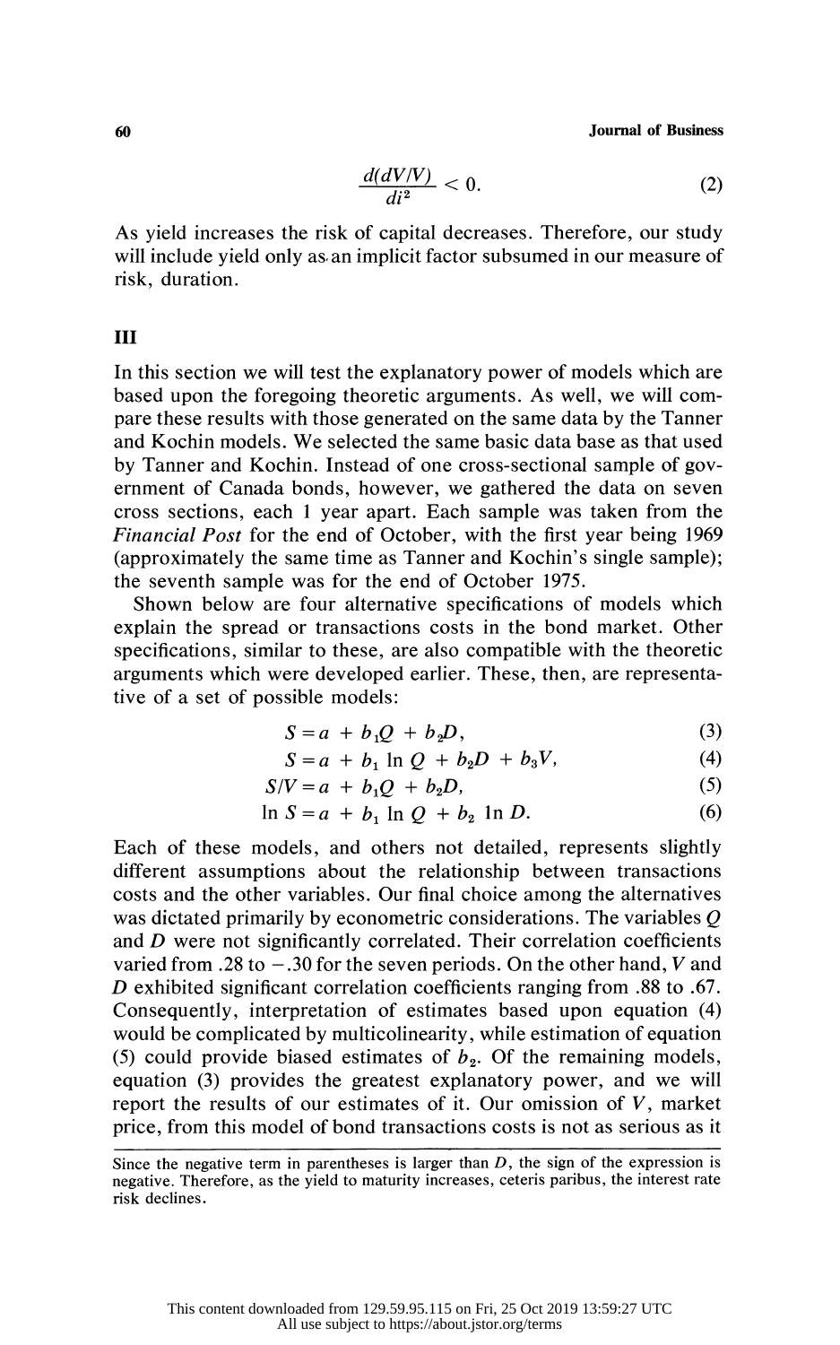$$\frac{d(dV/V)}{di^2} < 0. \tag{2}$$

As yield increases the risk of capital decreases. Therefore, our study will include yield only as an implicit factor subsumed in our measure of risk, duration.

## III

In this section we will test the explanatory power of models which are based upon the foregoing theoretic arguments. As well, we will compare these results with those generated on the same data by the Tanner and Kochin models. We selected the same basic data base as that used by Tanner and Kochin. Instead of one cross-sectional sample of government of Canada bonds, however, we gathered the data on seven cross sections, each 1 year apart. Each sample was taken from the *Financial Post* for the end of October, with the first year being 1969 (approximately the same time as Tanner and Kochin's single sample); the seventh sample was for the end of October 1975.

Shown below are four alternative specifications of models which explain the spread or transactions costs in the bond market. Other specifications, similar to these, are also compatible with the theoretic arguments which were developed earlier. These, then, are representative of a set of possible models:

$$S = a + b_1 Q + b_2 D, \tag{3}$$

$$S = a + b_1 \ln Q + b_2 D + b_3 V, \tag{4}$$

$$S/V = a + b_1 Q + b_2 D, \tag{5}$$

$$\ln S = a + b_1 \ln Q + b_2 \ln D. \tag{6}$$

Each of these models, and others not detailed, represents slightly different assumptions about the relationship between transactions costs and the other variables. Our final choice among the alternatives was dictated primarily by econometric considerations. The variables $Q$ and $D$ were not significantly correlated. Their correlation coefficients varied from .28 to −.30 for the seven periods. On the other hand, $V$ and $D$ exhibited significant correlation coefficients ranging from .88 to .67. Consequently, interpretation of estimates based upon equation (4) would be complicated by multicolinearity, while estimation of equation (5) could provide biased estimates of $b_2$. Of the remaining models, equation (3) provides the greatest explanatory power, and we will report the results of our estimates of it. Our omission of $V$, market price, from this model of bond transactions costs is not as serious as it

---

Since the negative term in parentheses is larger than $D$, the sign of the expression is negative. Therefore, as the yield to maturity increases, ceteris paribus, the interest rate risk declines.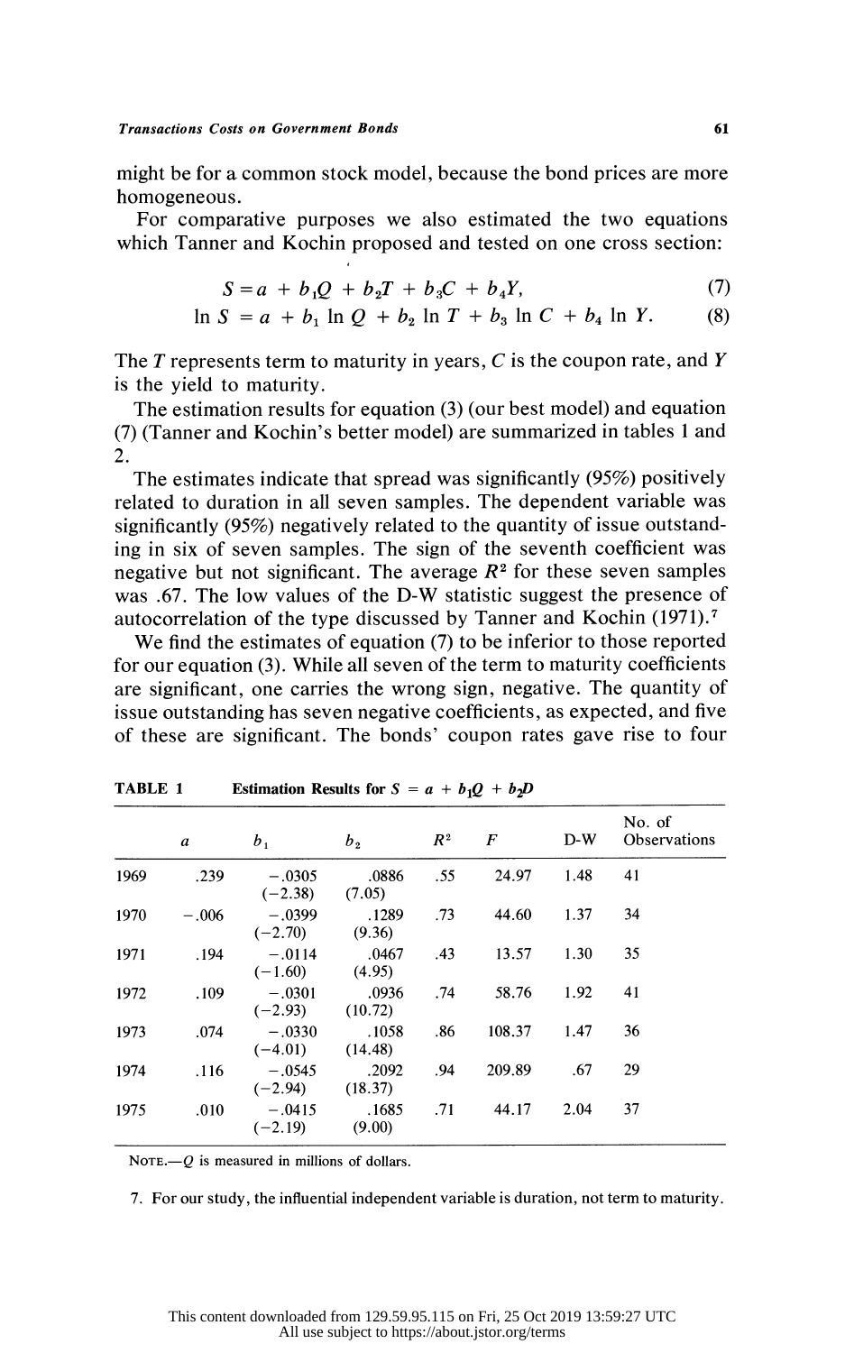might be for a common stock model, because the bond prices are more homogeneous.

For comparative purposes we also estimated the two equations which Tanner and Kochin proposed and tested on one cross section:

$$S = a + b_1 Q + b_2 T + b_3 C + b_4 Y, \tag{7}$$

$$\ln S = a + b_1 \ln Q + b_2 \ln T + b_3 \ln C + b_4 \ln Y. \tag{8}$$

The $T$ represents term to maturity in years, $C$ is the coupon rate, and $Y$ is the yield to maturity.

The estimation results for equation (3) (our best model) and equation (7) (Tanner and Kochin's better model) are summarized in tables 1 and 2.

The estimates indicate that spread was significantly (95%) positively related to duration in all seven samples. The dependent variable was significantly (95%) negatively related to the quantity of issue outstanding in six of seven samples. The sign of the seventh coefficient was negative but not significant. The average $R^2$ for these seven samples was .67. The low values of the D-W statistic suggest the presence of autocorrelation of the type discussed by Tanner and Kochin (1971).[7]

We find the estimates of equation (7) to be inferior to those reported for our equation (3). While all seven of the term to maturity coefficients are significant, one carries the wrong sign, negative. The quantity of issue outstanding has seven negative coefficients, as expected, and five of these are significant. The bonds' coupon rates gave rise to four

**TABLE 1** Estimation Results for $S = a + b_1 Q + b_2 D$

| | $a$ | $b_1$ | $b_2$ | $R^2$ | $F$ | D-W | No. of Observations |
|---|---|---|---|---|---|---|---|
| 1969 | .239 | −.0305 (−2.38) | .0886 (7.05) | .55 | 24.97 | 1.48 | 41 |
| 1970 | −.006 | −.0399 (−2.70) | .1289 (9.36) | .73 | 44.60 | 1.37 | 34 |
| 1971 | .194 | −.0114 (−1.60) | .0467 (4.95) | .43 | 13.57 | 1.30 | 35 |
| 1972 | .109 | −.0301 (−2.93) | .0936 (10.72) | .74 | 58.76 | 1.92 | 41 |
| 1973 | .074 | −.0330 (−4.01) | .1058 (14.48) | .86 | 108.37 | 1.47 | 36 |
| 1974 | .116 | −.0545 (−2.94) | .2092 (18.37) | .94 | 209.89 | .67 | 29 |
| 1975 | .010 | −.0415 (−2.19) | .1685 (9.00) | .71 | 44.17 | 2.04 | 37 |

NOTE.—$Q$ is measured in millions of dollars.

7. For our study, the influential independent variable is duration, not term to maturity.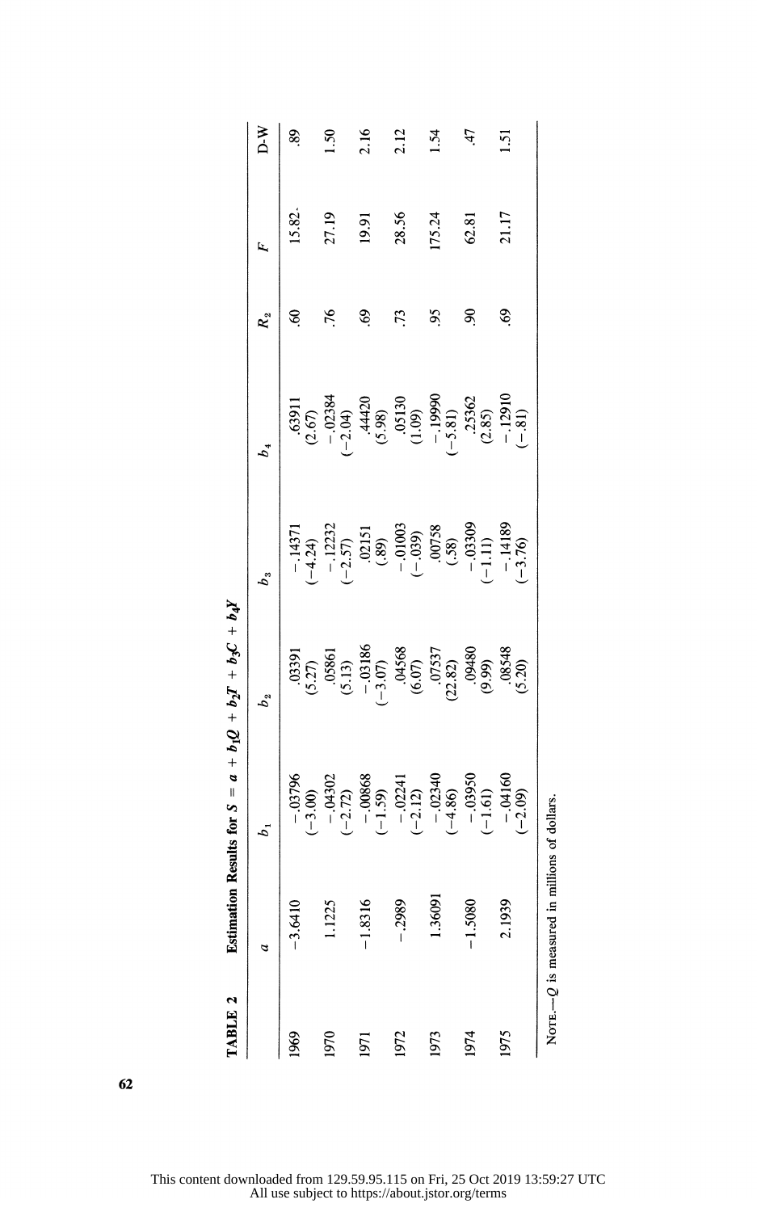**TABLE 2** Estimation Results for $S = a + b_1Q + b_2T + b_3C + b_4Y$

| | $a$ | $b_1$ | $b_2$ | $b_3$ | $b_4$ | $R_2$ | $F$ | D-W |
|---|---|---|---|---|---|---|---|---|
| 1969 | −3.6410 | −.03796 (−3.00) | .03391 (5.27) | −.14371 (−4.24) | .63911 (2.67) | .60 | 15.82 | .89 |
| 1970 | 1.1225 | −.04302 (−2.72) | .05861 (5.13) | −.12232 (−2.57) | −.02384 (−2.04) | .76 | 27.19 | 1.50 |
| 1971 | −1.8316 | −.00868 (−1.59) | −.03186 (−3.07) | .02151 (.89) | .44420 (5.98) | .69 | 19.91 | 2.16 |
| 1972 | −.2989 | −.02241 (−2.12) | .04568 (6.07) | −.01003 (−.039) | .05130 (1.09) | .73 | 28.56 | 2.12 |
| 1973 | 1.36091 | −.02340 (−4.86) | .07537 (22.82) | .00758 (.58) | −.19990 (−5.81) | .95 | 175.24 | 1.54 |
| 1974 | −1.5080 | −.03950 (−1.61) | .09480 (9.99) | −.03309 (−1.11) | .25362 (2.85) | .90 | 62.81 | .47 |
| 1975 | 2.1939 | −.04160 (−2.09) | .08548 (5.20) | −.14189 (−3.76) | −.12910 (−.81) | .69 | 21.17 | 1.51 |

NOTE.—$Q$ is measured in millions of dollars.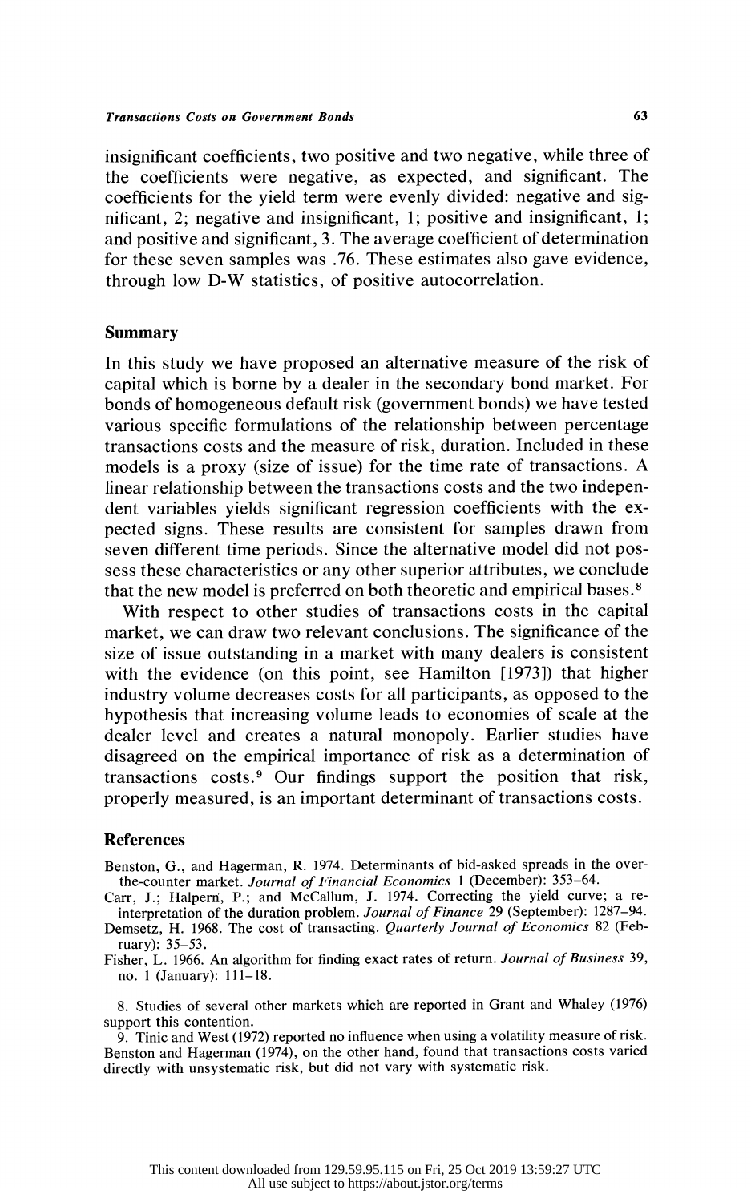insignificant coefficients, two positive and two negative, while three of the coefficients were negative, as expected, and significant. The coefficients for the yield term were evenly divided: negative and significant, 2; negative and insignificant, 1; positive and insignificant, 1; and positive and significant, 3. The average coefficient of determination for these seven samples was .76. These estimates also gave evidence, through low D-W statistics, of positive autocorrelation.

## Summary

In this study we have proposed an alternative measure of the risk of capital which is borne by a dealer in the secondary bond market. For bonds of homogeneous default risk (government bonds) we have tested various specific formulations of the relationship between percentage transactions costs and the measure of risk, duration. Included in these models is a proxy (size of issue) for the time rate of transactions. A linear relationship between the transactions costs and the two independent variables yields significant regression coefficients with the expected signs. These results are consistent for samples drawn from seven different time periods. Since the alternative model did not possess these characteristics or any other superior attributes, we conclude that the new model is preferred on both theoretic and empirical bases.[8]

With respect to other studies of transactions costs in the capital market, we can draw two relevant conclusions. The significance of the size of issue outstanding in a market with many dealers is consistent with the evidence (on this point, see Hamilton [1973]) that higher industry volume decreases costs for all participants, as opposed to the hypothesis that increasing volume leads to economies of scale at the dealer level and creates a natural monopoly. Earlier studies have disagreed on the empirical importance of risk as a determination of transactions costs.[9] Our findings support the position that risk, properly measured, is an important determinant of transactions costs.

## References

Benston, G., and Hagerman, R. 1974. Determinants of bid-asked spreads in the over-the-counter market. *Journal of Financial Economics* 1 (December): 353–64.

Carr, J.; Halpern, P.; and McCallum, J. 1974. Correcting the yield curve; a re-interpretation of the duration problem. *Journal of Finance* 29 (September): 1287–94.

Demsetz, H. 1968. The cost of transacting. *Quarterly Journal of Economics* 82 (February): 35–53.

Fisher, L. 1966. An algorithm for finding exact rates of return. *Journal of Business* 39, no. 1 (January): 111–18.

8. Studies of several other markets which are reported in Grant and Whaley (1976) support this contention.

9. Tinic and West (1972) reported no influence when using a volatility measure of risk. Benston and Hagerman (1974), on the other hand, found that transactions costs varied directly with unsystematic risk, but did not vary with systematic risk.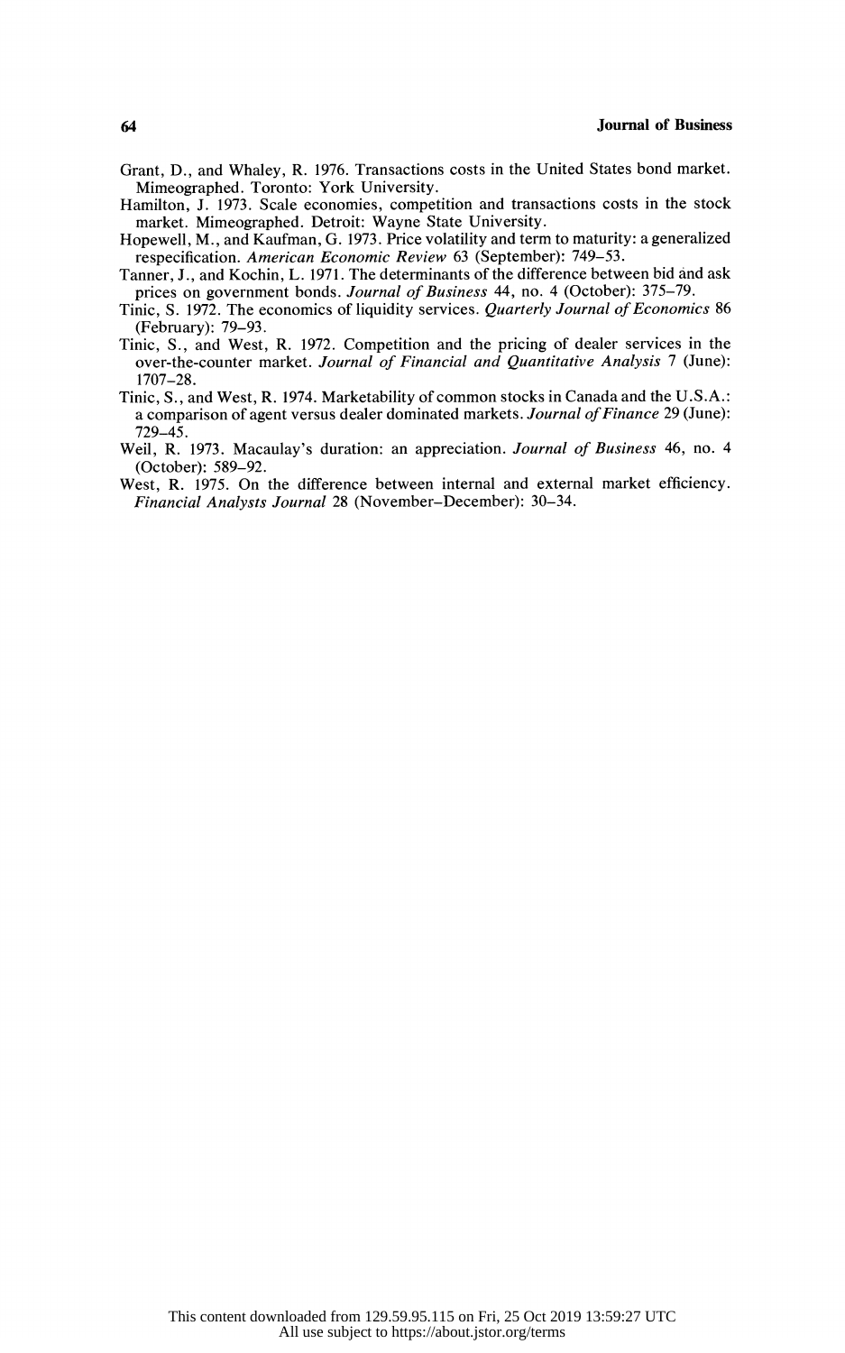Grant, D., and Whaley, R. 1976. Transactions costs in the United States bond market. Mimeographed. Toronto: York University.

Hamilton, J. 1973. Scale economies, competition and transactions costs in the stock market. Mimeographed. Detroit: Wayne State University.

Hopewell, M., and Kaufman, G. 1973. Price volatility and term to maturity: a generalized respecification. *American Economic Review* 63 (September): 749–53.

Tanner, J., and Kochin, L. 1971. The determinants of the difference between bid and ask prices on government bonds. *Journal of Business* 44, no. 4 (October): 375–79.

Tinic, S. 1972. The economics of liquidity services. *Quarterly Journal of Economics* 86 (February): 79–93.

Tinic, S., and West, R. 1972. Competition and the pricing of dealer services in the over-the-counter market. *Journal of Financial and Quantitative Analysis* 7 (June): 1707–28.

Tinic, S., and West, R. 1974. Marketability of common stocks in Canada and the U.S.A.: a comparison of agent versus dealer dominated markets. *Journal of Finance* 29 (June): 729–45.

Weil, R. 1973. Macaulay's duration: an appreciation. *Journal of Business* 46, no. 4 (October): 589–92.

West, R. 1975. On the difference between internal and external market efficiency. *Financial Analysts Journal* 28 (November–December): 30–34.